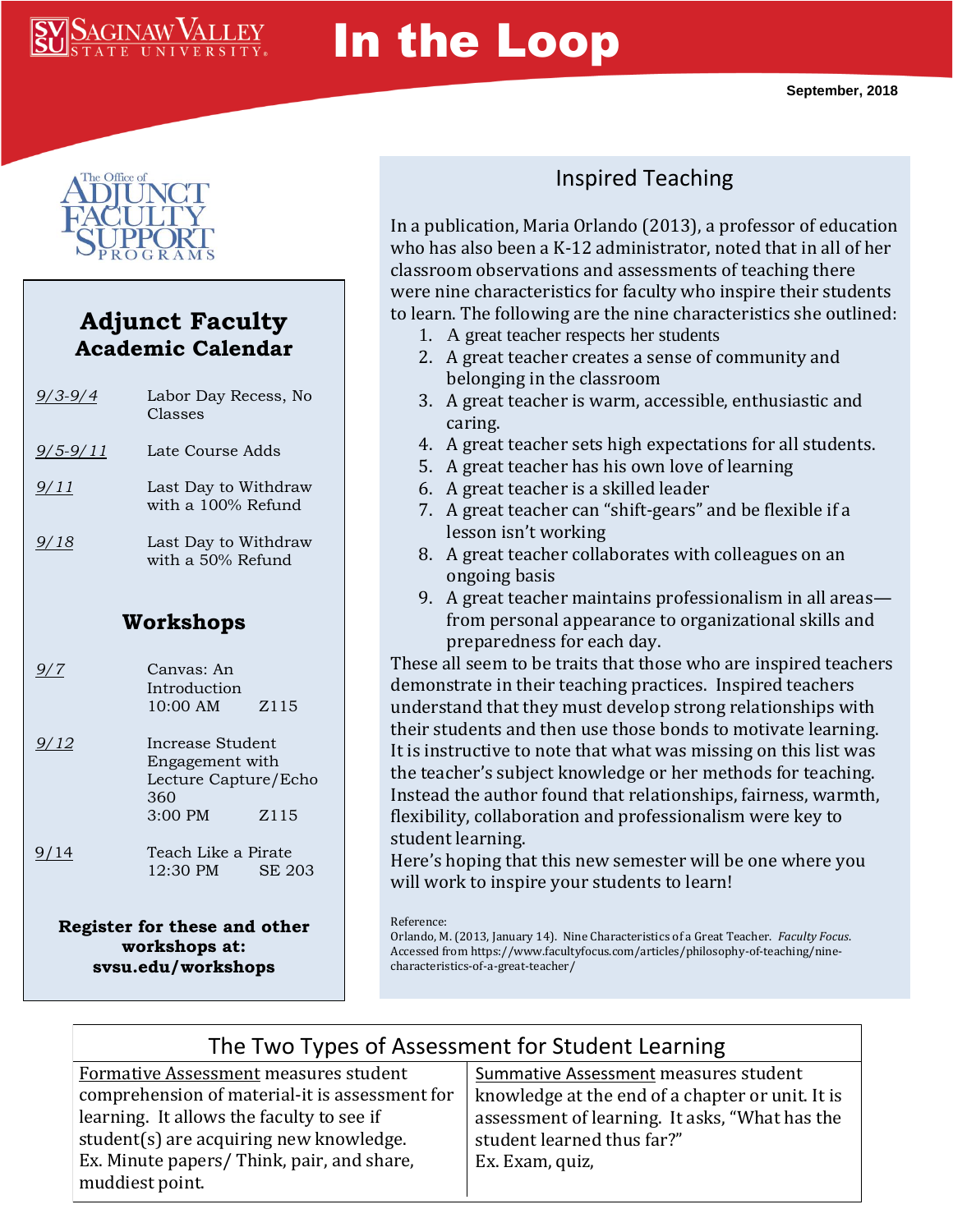# In the Loop

September, 2018

The Office of Adjunct Faculty Support Programs

## Adjunct Faculty Academic Calendar

| | |
|---|---|
| *9/3-9/4* | Labor Day Recess, No Classes |
| *9/5-9/11* | Late Course Adds |
| *9/11* | Last Day to Withdraw with a 100% Refund |
| *9/18* | Last Day to Withdraw with a 50% Refund |

## Workshops

| | |
|---|---|
| *9/7* | Canvas: An Introduction 10:00 AM Z115 |
| *9/12* | Increase Student Engagement with Lecture Capture/Echo 360 3:00 PM Z115 |
| 9/14 | Teach Like a Pirate 12:30 PM SE 203 |

**Register for these and other workshops at: svsu.edu/workshops**

## Inspired Teaching

In a publication, Maria Orlando (2013), a professor of education who has also been a K-12 administrator, noted that in all of her classroom observations and assessments of teaching there were nine characteristics for faculty who inspire their students to learn. The following are the nine characteristics she outlined:

1. A great teacher respects her students
2. A great teacher creates a sense of community and belonging in the classroom
3. A great teacher is warm, accessible, enthusiastic and caring.
4. A great teacher sets high expectations for all students.
5. A great teacher has his own love of learning
6. A great teacher is a skilled leader
7. A great teacher can "shift-gears" and be flexible if a lesson isn't working
8. A great teacher collaborates with colleagues on an ongoing basis
9. A great teacher maintains professionalism in all areas—from personal appearance to organizational skills and preparedness for each day.

These all seem to be traits that those who are inspired teachers demonstrate in their teaching practices. Inspired teachers understand that they must develop strong relationships with their students and then use those bonds to motivate learning. It is instructive to note that what was missing on this list was the teacher's subject knowledge or her methods for teaching. Instead the author found that relationships, fairness, warmth, flexibility, collaboration and professionalism were key to student learning.

Here's hoping that this new semester will be one where you will work to inspire your students to learn!

Reference:
Orlando, M. (2013, January 14). Nine Characteristics of a Great Teacher. *Faculty Focus*. Accessed from https://www.facultyfocus.com/articles/philosophy-of-teaching/nine-characteristics-of-a-great-teacher/

## The Two Types of Assessment for Student Learning

| Formative Assessment | Summative Assessment |
|---|---|
| Formative Assessment measures student comprehension of material-it is assessment for learning. It allows the faculty to see if student(s) are acquiring new knowledge. Ex. Minute papers/ Think, pair, and share, muddiest point. | Summative Assessment measures student knowledge at the end of a chapter or unit. It is assessment of learning. It asks, "What has the student learned thus far?" Ex. Exam, quiz, |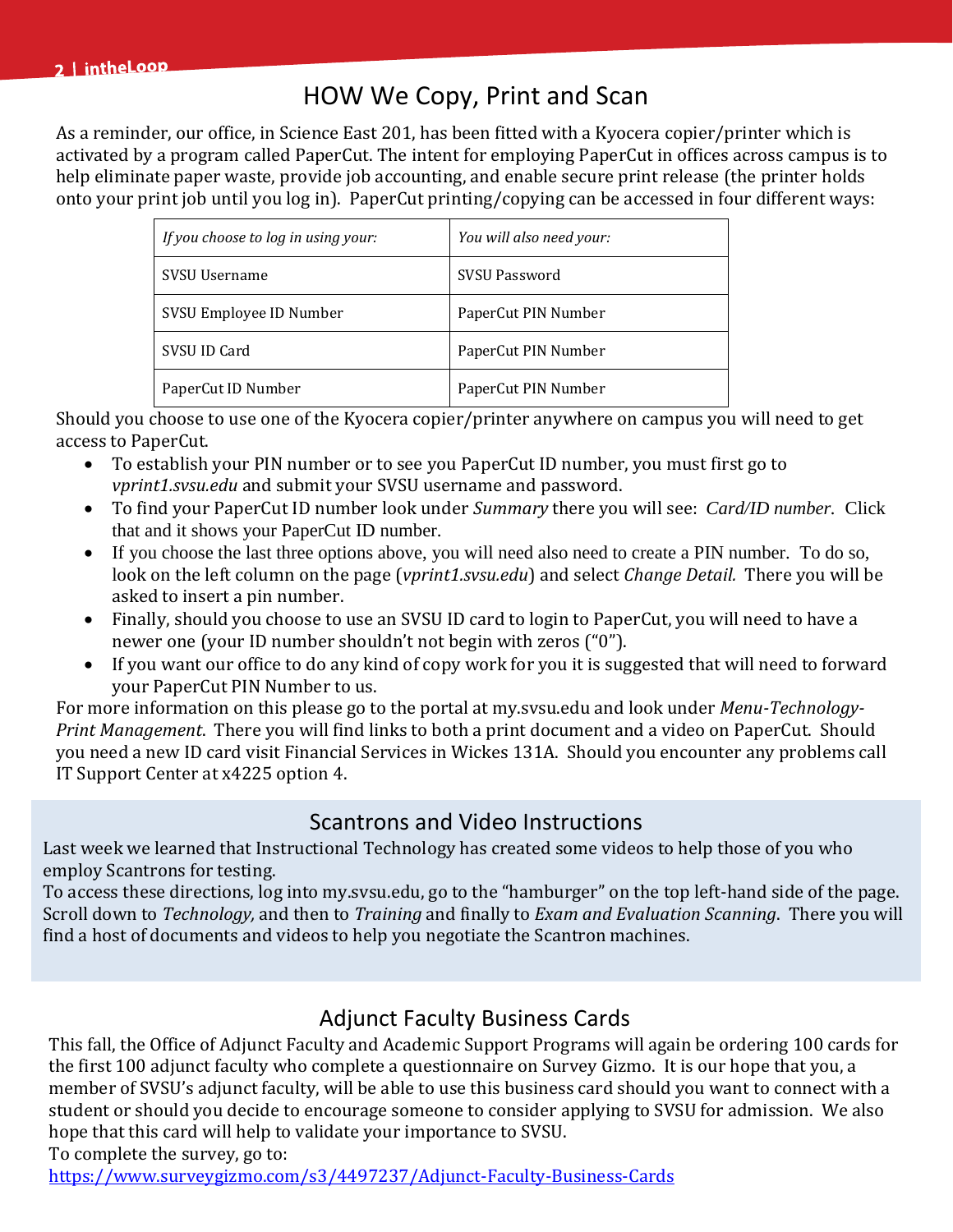# HOW We Copy, Print and Scan

As a reminder, our office, in Science East 201, has been fitted with a Kyocera copier/printer which is activated by a program called PaperCut. The intent for employing PaperCut in offices across campus is to help eliminate paper waste, provide job accounting, and enable secure print release (the printer holds onto your print job until you log in). PaperCut printing/copying can be accessed in four different ways:

| *If you choose to log in using your:* | *You will also need your:* |
|---|---|
| SVSU Username | SVSU Password |
| SVSU Employee ID Number | PaperCut PIN Number |
| SVSU ID Card | PaperCut PIN Number |
| PaperCut ID Number | PaperCut PIN Number |

Should you choose to use one of the Kyocera copier/printer anywhere on campus you will need to get access to PaperCut.

- To establish your PIN number or to see you PaperCut ID number, you must first go to *vprint1.svsu.edu* and submit your SVSU username and password.
- To find your PaperCut ID number look under *Summary* there you will see: *Card/ID number*. Click that and it shows your PaperCut ID number.
- If you choose the last three options above, you will need also need to create a PIN number. To do so, look on the left column on the page (*vprint1.svsu.edu*) and select *Change Detail.* There you will be asked to insert a pin number.
- Finally, should you choose to use an SVSU ID card to login to PaperCut, you will need to have a newer one (your ID number shouldn't not begin with zeros ("0").
- If you want our office to do any kind of copy work for you it is suggested that will need to forward your PaperCut PIN Number to us.

For more information on this please go to the portal at my.svsu.edu and look under *Menu-Technology-Print Management*. There you will find links to both a print document and a video on PaperCut. Should you need a new ID card visit Financial Services in Wickes 131A. Should you encounter any problems call IT Support Center at x4225 option 4.

## Scantrons and Video Instructions

Last week we learned that Instructional Technology has created some videos to help those of you who employ Scantrons for testing.

To access these directions, log into my.svsu.edu, go to the "hamburger" on the top left-hand side of the page. Scroll down to *Technology,* and then to *Training* and finally to *Exam and Evaluation Scanning*. There you will find a host of documents and videos to help you negotiate the Scantron machines.

## Adjunct Faculty Business Cards

This fall, the Office of Adjunct Faculty and Academic Support Programs will again be ordering 100 cards for the first 100 adjunct faculty who complete a questionnaire on Survey Gizmo. It is our hope that you, a member of SVSU's adjunct faculty, will be able to use this business card should you want to connect with a student or should you decide to encourage someone to consider applying to SVSU for admission. We also hope that this card will help to validate your importance to SVSU.

To complete the survey, go to:

https://www.surveygizmo.com/s3/4497237/Adjunct-Faculty-Business-Cards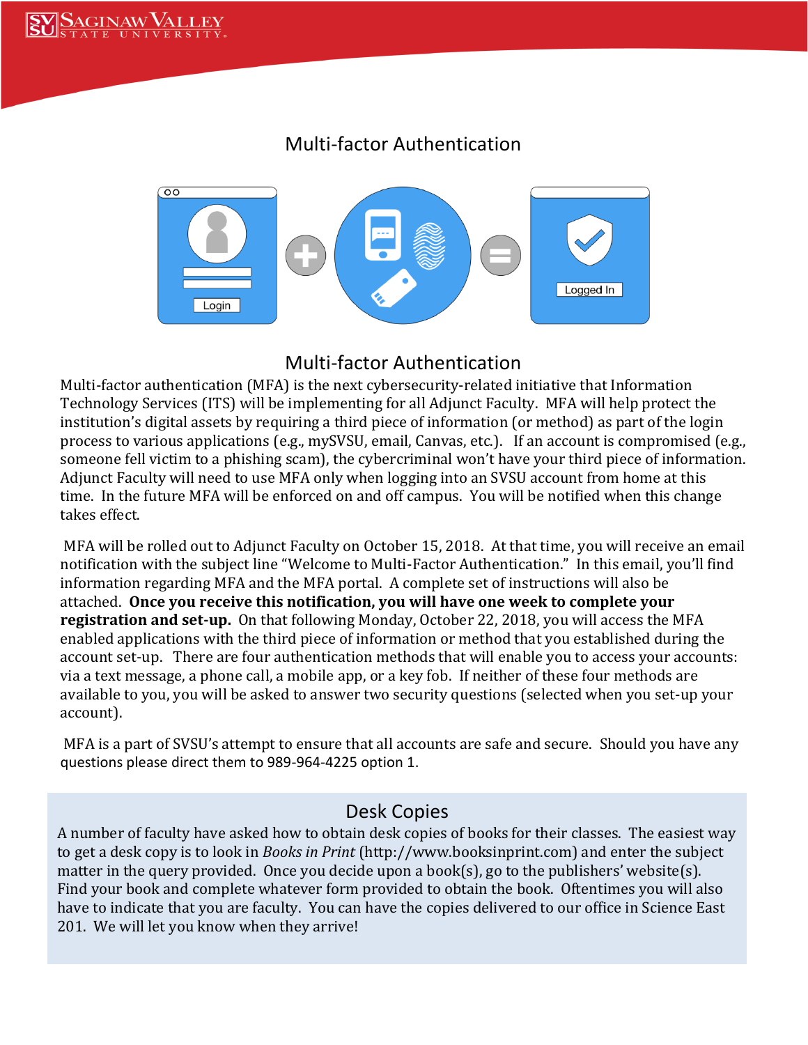# Multi-factor Authentication

## Multi-factor Authentication

Multi-factor authentication (MFA) is the next cybersecurity-related initiative that Information Technology Services (ITS) will be implementing for all Adjunct Faculty. MFA will help protect the institution's digital assets by requiring a third piece of information (or method) as part of the login process to various applications (e.g., mySVSU, email, Canvas, etc.). If an account is compromised (e.g., someone fell victim to a phishing scam), the cybercriminal won't have your third piece of information. Adjunct Faculty will need to use MFA only when logging into an SVSU account from home at this time. In the future MFA will be enforced on and off campus. You will be notified when this change takes effect.

MFA will be rolled out to Adjunct Faculty on October 15, 2018. At that time, you will receive an email notification with the subject line "Welcome to Multi-Factor Authentication." In this email, you'll find information regarding MFA and the MFA portal. A complete set of instructions will also be attached. **Once you receive this notification, you will have one week to complete your registration and set-up.** On that following Monday, October 22, 2018, you will access the MFA enabled applications with the third piece of information or method that you established during the account set-up. There are four authentication methods that will enable you to access your accounts: via a text message, a phone call, a mobile app, or a key fob. If neither of these four methods are available to you, you will be asked to answer two security questions (selected when you set-up your account).

MFA is a part of SVSU's attempt to ensure that all accounts are safe and secure. Should you have any questions please direct them to 989-964-4225 option 1.

## Desk Copies

A number of faculty have asked how to obtain desk copies of books for their classes. The easiest way to get a desk copy is to look in *Books in Print* (http://www.booksinprint.com) and enter the subject matter in the query provided. Once you decide upon a book(s), go to the publishers' website(s). Find your book and complete whatever form provided to obtain the book. Oftentimes you will also have to indicate that you are faculty. You can have the copies delivered to our office in Science East 201. We will let you know when they arrive!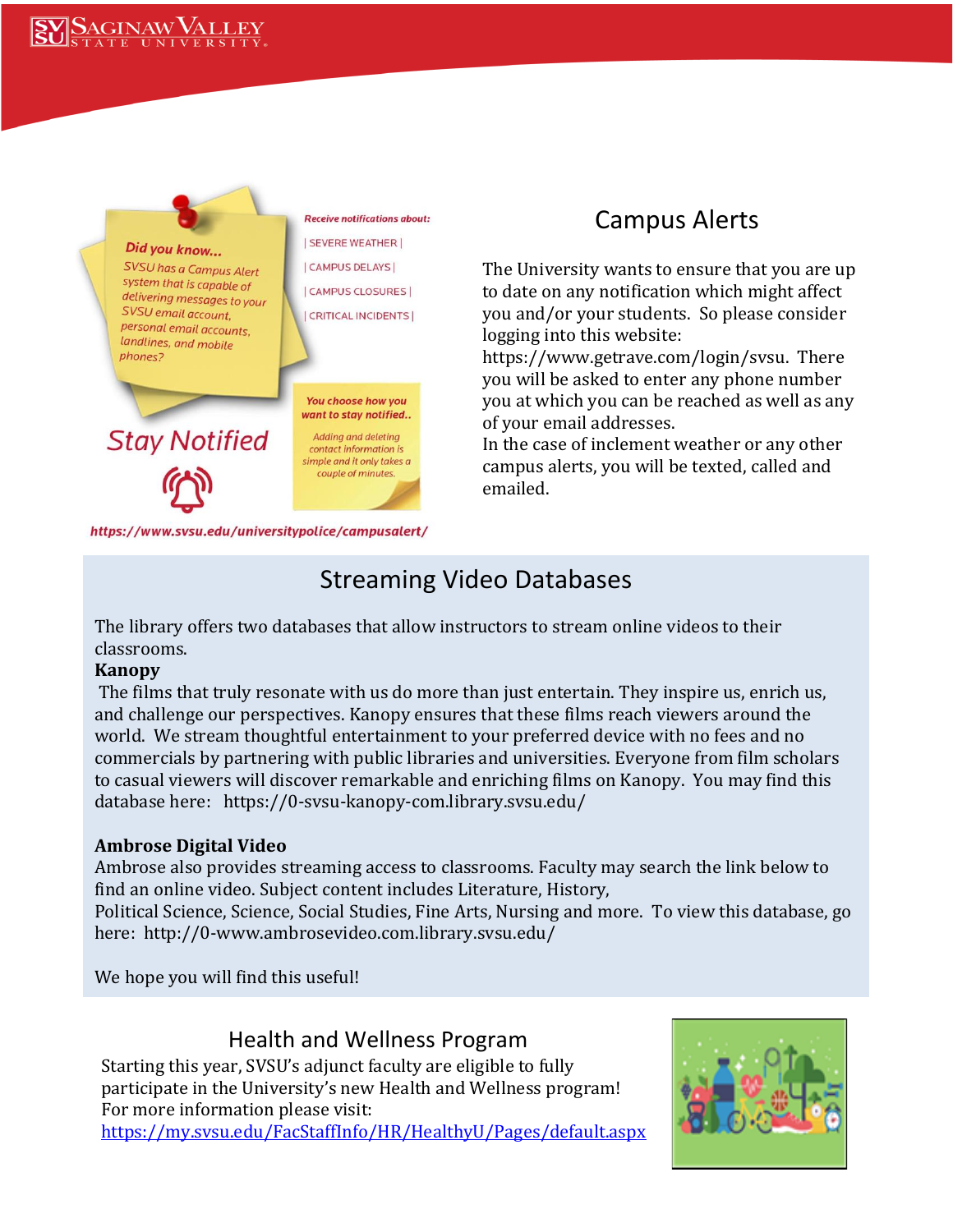Did you know...

SVSU has a Campus Alert system that is capable of delivering messages to your SVSU email account, personal email accounts, landlines, and mobile phones?

Receive notifications about:

| SEVERE WEATHER |

| CAMPUS DELAYS |

| CAMPUS CLOSURES |

| CRITICAL INCIDENTS |

Stay Notified

You choose how you want to stay notified..

Adding and deleting contact information is simple and it only takes a couple of minutes.

https://www.svsu.edu/universitypolice/campusalert/

## Campus Alerts

The University wants to ensure that you are up to date on any notification which might affect you and/or your students. So please consider logging into this website: https://www.getrave.com/login/svsu. There you will be asked to enter any phone number you at which you can be reached as well as any of your email addresses.
In the case of inclement weather or any other campus alerts, you will be texted, called and emailed.

## Streaming Video Databases

The library offers two databases that allow instructors to stream online videos to their classrooms.

**Kanopy**

The films that truly resonate with us do more than just entertain. They inspire us, enrich us, and challenge our perspectives. Kanopy ensures that these films reach viewers around the world. We stream thoughtful entertainment to your preferred device with no fees and no commercials by partnering with public libraries and universities. Everyone from film scholars to casual viewers will discover remarkable and enriching films on Kanopy. You may find this database here: https://0-svsu-kanopy-com.library.svsu.edu/

**Ambrose Digital Video**

Ambrose also provides streaming access to classrooms. Faculty may search the link below to find an online video. Subject content includes Literature, History, Political Science, Science, Social Studies, Fine Arts, Nursing and more. To view this database, go here: http://0-www.ambrosevideo.com.library.svsu.edu/

We hope you will find this useful!

## Health and Wellness Program

Starting this year, SVSU's adjunct faculty are eligible to fully participate in the University's new Health and Wellness program! For more information please visit: https://my.svsu.edu/FacStaffInfo/HR/HealthyU/Pages/default.aspx